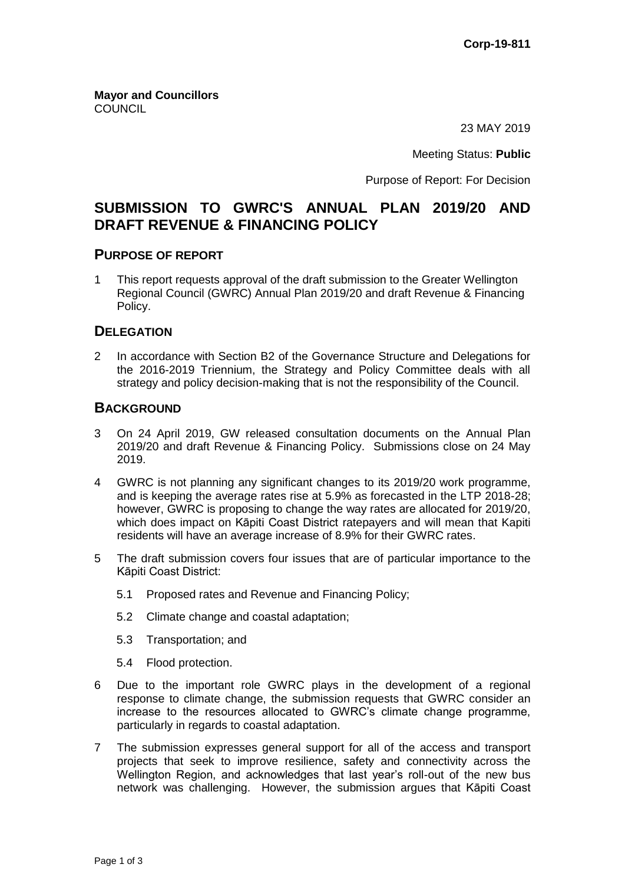**Corp-19-811**

**Mayor and Councillors**
COUNCIL

23 MAY 2019

Meeting Status: **Public**

Purpose of Report: For Decision

# SUBMISSION TO GWRC'S ANNUAL PLAN 2019/20 AND DRAFT REVENUE & FINANCING POLICY

## PURPOSE OF REPORT

1 This report requests approval of the draft submission to the Greater Wellington Regional Council (GWRC) Annual Plan 2019/20 and draft Revenue & Financing Policy.

## DELEGATION

2 In accordance with Section B2 of the Governance Structure and Delegations for the 2016-2019 Triennium, the Strategy and Policy Committee deals with all strategy and policy decision-making that is not the responsibility of the Council.

## BACKGROUND

3 On 24 April 2019, GW released consultation documents on the Annual Plan 2019/20 and draft Revenue & Financing Policy. Submissions close on 24 May 2019.

4 GWRC is not planning any significant changes to its 2019/20 work programme, and is keeping the average rates rise at 5.9% as forecasted in the LTP 2018-28; however, GWRC is proposing to change the way rates are allocated for 2019/20, which does impact on Kāpiti Coast District ratepayers and will mean that Kapiti residents will have an average increase of 8.9% for their GWRC rates.

5 The draft submission covers four issues that are of particular importance to the Kāpiti Coast District:

5.1 Proposed rates and Revenue and Financing Policy;

5.2 Climate change and coastal adaptation;

5.3 Transportation; and

5.4 Flood protection.

6 Due to the important role GWRC plays in the development of a regional response to climate change, the submission requests that GWRC consider an increase to the resources allocated to GWRC's climate change programme, particularly in regards to coastal adaptation.

7 The submission expresses general support for all of the access and transport projects that seek to improve resilience, safety and connectivity across the Wellington Region, and acknowledges that last year's roll-out of the new bus network was challenging. However, the submission argues that Kāpiti Coast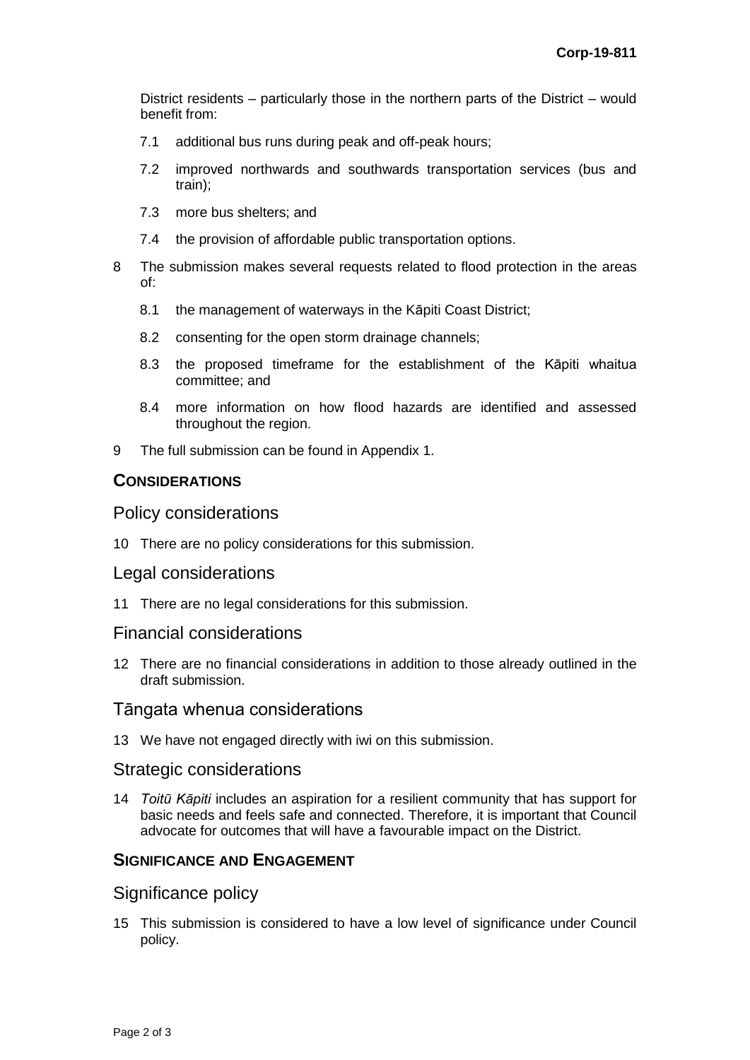District residents – particularly those in the northern parts of the District – would benefit from:

7.1 additional bus runs during peak and off-peak hours;

7.2 improved northwards and southwards transportation services (bus and train);

7.3 more bus shelters; and

7.4 the provision of affordable public transportation options.

8 The submission makes several requests related to flood protection in the areas of:

8.1 the management of waterways in the Kāpiti Coast District;

8.2 consenting for the open storm drainage channels;

8.3 the proposed timeframe for the establishment of the Kāpiti whaitua committee; and

8.4 more information on how flood hazards are identified and assessed throughout the region.

9 The full submission can be found in Appendix 1.

## CONSIDERATIONS

### Policy considerations

10 There are no policy considerations for this submission.

### Legal considerations

11 There are no legal considerations for this submission.

### Financial considerations

12 There are no financial considerations in addition to those already outlined in the draft submission.

### Tāngata whenua considerations

13 We have not engaged directly with iwi on this submission.

### Strategic considerations

14 *Toitū Kāpiti* includes an aspiration for a resilient community that has support for basic needs and feels safe and connected. Therefore, it is important that Council advocate for outcomes that will have a favourable impact on the District.

## SIGNIFICANCE AND ENGAGEMENT

### Significance policy

15 This submission is considered to have a low level of significance under Council policy.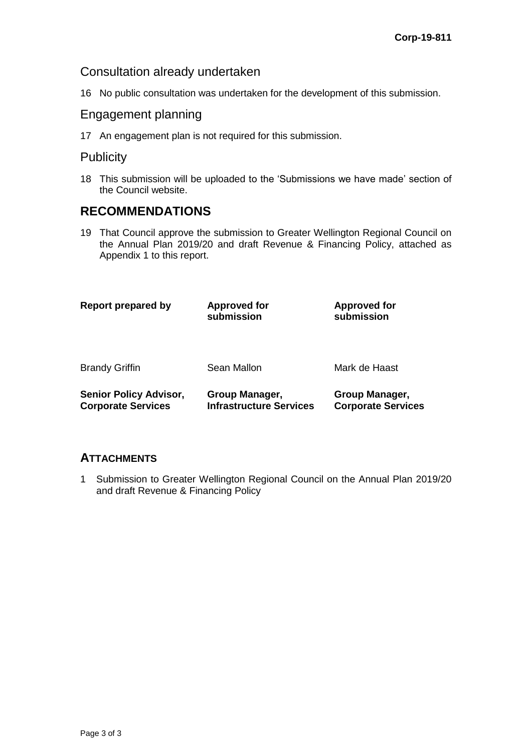Corp-19-811

## Consultation already undertaken

16 No public consultation was undertaken for the development of this submission.

## Engagement planning

17 An engagement plan is not required for this submission.

## Publicity

18 This submission will be uploaded to the 'Submissions we have made' section of the Council website.

# RECOMMENDATIONS

19 That Council approve the submission to Greater Wellington Regional Council on the Annual Plan 2019/20 and draft Revenue & Financing Policy, attached as Appendix 1 to this report.

| **Report prepared by** | **Approved for submission** | **Approved for submission** |
|---|---|---|
| Brandy Griffin | Sean Mallon | Mark de Haast |
| **Senior Policy Advisor, Corporate Services** | **Group Manager, Infrastructure Services** | **Group Manager, Corporate Services** |

# ATTACHMENTS

1 Submission to Greater Wellington Regional Council on the Annual Plan 2019/20 and draft Revenue & Financing Policy